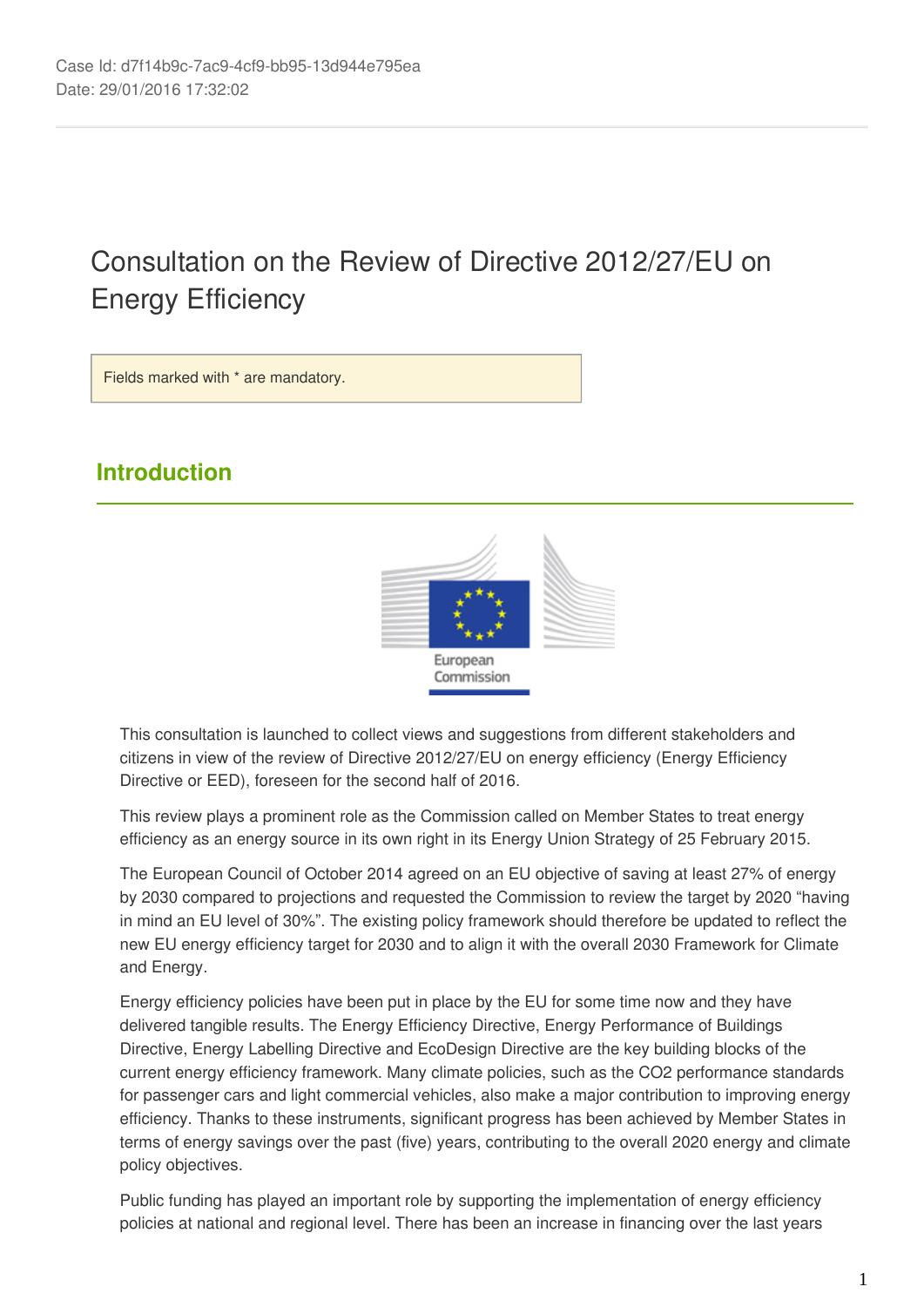Case Id: d7f14b9c-7ac9-4cf9-bb95-13d944e795ea
Date: 29/01/2016 17:32:02

# Consultation on the Review of Directive 2012/27/EU on Energy Efficiency

Fields marked with * are mandatory.

## Introduction

This consultation is launched to collect views and suggestions from different stakeholders and citizens in view of the review of Directive 2012/27/EU on energy efficiency (Energy Efficiency Directive or EED), foreseen for the second half of 2016.

This review plays a prominent role as the Commission called on Member States to treat energy efficiency as an energy source in its own right in its Energy Union Strategy of 25 February 2015.

The European Council of October 2014 agreed on an EU objective of saving at least 27% of energy by 2030 compared to projections and requested the Commission to review the target by 2020 "having in mind an EU level of 30%". The existing policy framework should therefore be updated to reflect the new EU energy efficiency target for 2030 and to align it with the overall 2030 Framework for Climate and Energy.

Energy efficiency policies have been put in place by the EU for some time now and they have delivered tangible results. The Energy Efficiency Directive, Energy Performance of Buildings Directive, Energy Labelling Directive and EcoDesign Directive are the key building blocks of the current energy efficiency framework. Many climate policies, such as the $CO_2$ performance standards for passenger cars and light commercial vehicles, also make a major contribution to improving energy efficiency. Thanks to these instruments, significant progress has been achieved by Member States in terms of energy savings over the past (five) years, contributing to the overall 2020 energy and climate policy objectives.

Public funding has played an important role by supporting the implementation of energy efficiency policies at national and regional level. There has been an increase in financing over the last years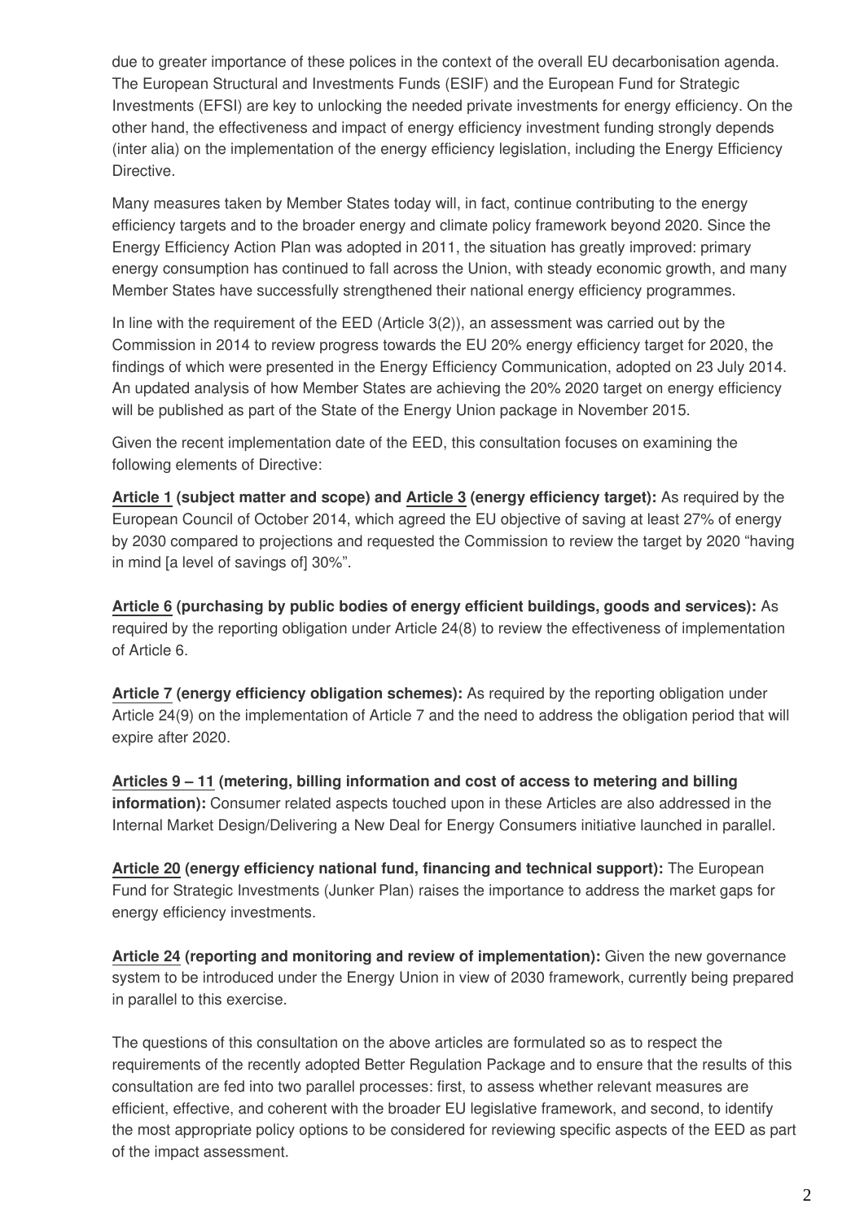due to greater importance of these polices in the context of the overall EU decarbonisation agenda. The European Structural and Investments Funds (ESIF) and the European Fund for Strategic Investments (EFSI) are key to unlocking the needed private investments for energy efficiency. On the other hand, the effectiveness and impact of energy efficiency investment funding strongly depends (inter alia) on the implementation of the energy efficiency legislation, including the Energy Efficiency Directive.

Many measures taken by Member States today will, in fact, continue contributing to the energy efficiency targets and to the broader energy and climate policy framework beyond 2020. Since the Energy Efficiency Action Plan was adopted in 2011, the situation has greatly improved: primary energy consumption has continued to fall across the Union, with steady economic growth, and many Member States have successfully strengthened their national energy efficiency programmes.

In line with the requirement of the EED (Article 3(2)), an assessment was carried out by the Commission in 2014 to review progress towards the EU 20% energy efficiency target for 2020, the findings of which were presented in the Energy Efficiency Communication, adopted on 23 July 2014. An updated analysis of how Member States are achieving the 20% 2020 target on energy efficiency will be published as part of the State of the Energy Union package in November 2015.

Given the recent implementation date of the EED, this consultation focuses on examining the following elements of Directive:

**Article 1 (subject matter and scope) and Article 3 (energy efficiency target):** As required by the European Council of October 2014, which agreed the EU objective of saving at least 27% of energy by 2030 compared to projections and requested the Commission to review the target by 2020 "having in mind [a level of savings of] 30%".

**Article 6 (purchasing by public bodies of energy efficient buildings, goods and services):** As required by the reporting obligation under Article 24(8) to review the effectiveness of implementation of Article 6.

**Article 7 (energy efficiency obligation schemes):** As required by the reporting obligation under Article 24(9) on the implementation of Article 7 and the need to address the obligation period that will expire after 2020.

**Articles 9 – 11 (metering, billing information and cost of access to metering and billing information):** Consumer related aspects touched upon in these Articles are also addressed in the Internal Market Design/Delivering a New Deal for Energy Consumers initiative launched in parallel.

**Article 20 (energy efficiency national fund, financing and technical support):** The European Fund for Strategic Investments (Junker Plan) raises the importance to address the market gaps for energy efficiency investments.

**Article 24 (reporting and monitoring and review of implementation):** Given the new governance system to be introduced under the Energy Union in view of 2030 framework, currently being prepared in parallel to this exercise.

The questions of this consultation on the above articles are formulated so as to respect the requirements of the recently adopted Better Regulation Package and to ensure that the results of this consultation are fed into two parallel processes: first, to assess whether relevant measures are efficient, effective, and coherent with the broader EU legislative framework, and second, to identify the most appropriate policy options to be considered for reviewing specific aspects of the EED as part of the impact assessment.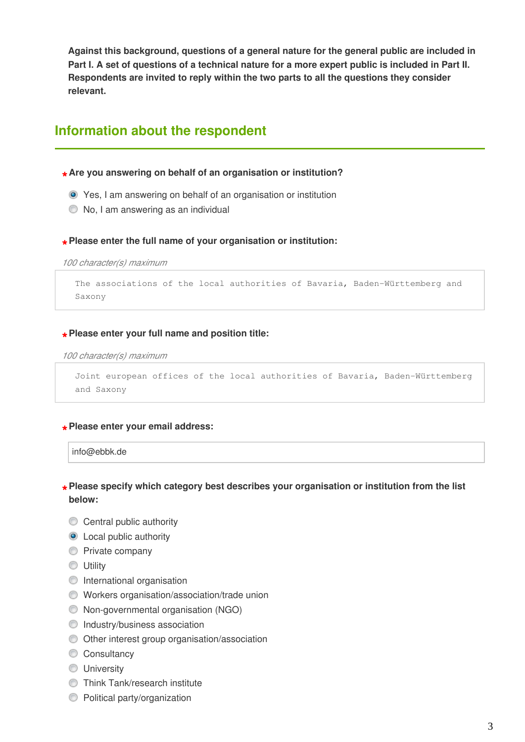**Against this background, questions of a general nature for the general public are included in Part I. A set of questions of a technical nature for a more expert public is included in Part II. Respondents are invited to reply within the two parts to all the questions they consider relevant.**

## Information about the respondent

**\* Are you answering on behalf of an organisation or institution?**

- (x) Yes, I am answering on behalf of an organisation or institution
- ( ) No, I am answering as an individual

**\* Please enter the full name of your organisation or institution:**

*100 character(s) maximum*

```
The associations of the local authorities of Bavaria, Baden-Württemberg and Saxony
```

**\* Please enter your full name and position title:**

*100 character(s) maximum*

```
Joint european offices of the local authorities of Bavaria, Baden-Württemberg and Saxony
```

**\* Please enter your email address:**

```
info@ebbk.de
```

**\* Please specify which category best describes your organisation or institution from the list below:**

- ( ) Central public authority
- (x) Local public authority
- ( ) Private company
- ( ) Utility
- ( ) International organisation
- ( ) Workers organisation/association/trade union
- ( ) Non-governmental organisation (NGO)
- ( ) Industry/business association
- ( ) Other interest group organisation/association
- ( ) Consultancy
- ( ) University
- ( ) Think Tank/research institute
- ( ) Political party/organization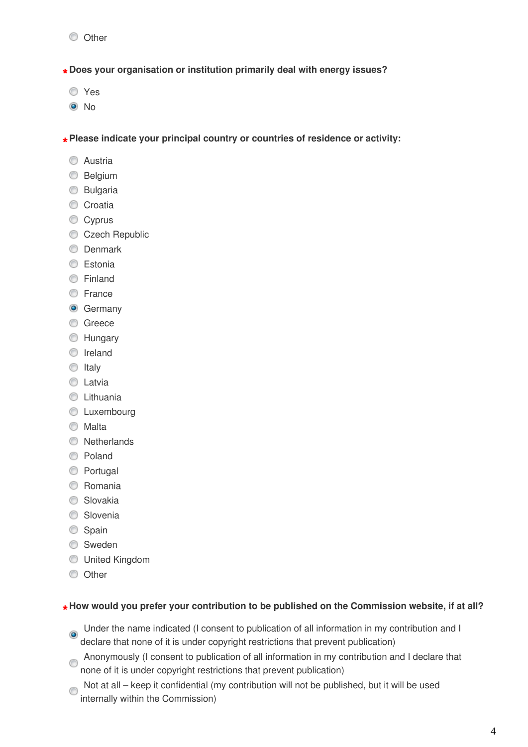- ( ) Other

**\* Does your organisation or institution primarily deal with energy issues?**

- ( ) Yes
- (•) No

**\* Please indicate your principal country or countries of residence or activity:**

- ( ) Austria
- ( ) Belgium
- ( ) Bulgaria
- ( ) Croatia
- ( ) Cyprus
- ( ) Czech Republic
- ( ) Denmark
- ( ) Estonia
- ( ) Finland
- ( ) France
- (•) Germany
- ( ) Greece
- ( ) Hungary
- ( ) Ireland
- ( ) Italy
- ( ) Latvia
- ( ) Lithuania
- ( ) Luxembourg
- ( ) Malta
- ( ) Netherlands
- ( ) Poland
- ( ) Portugal
- ( ) Romania
- ( ) Slovakia
- ( ) Slovenia
- ( ) Spain
- ( ) Sweden
- ( ) United Kingdom
- ( ) Other

**\* How would you prefer your contribution to be published on the Commission website, if at all?**

- (•) Under the name indicated (I consent to publication of all information in my contribution and I declare that none of it is under copyright restrictions that prevent publication)
- ( ) Anonymously (I consent to publication of all information in my contribution and I declare that none of it is under copyright restrictions that prevent publication)
- ( ) Not at all – keep it confidential (my contribution will not be published, but it will be used internally within the Commission)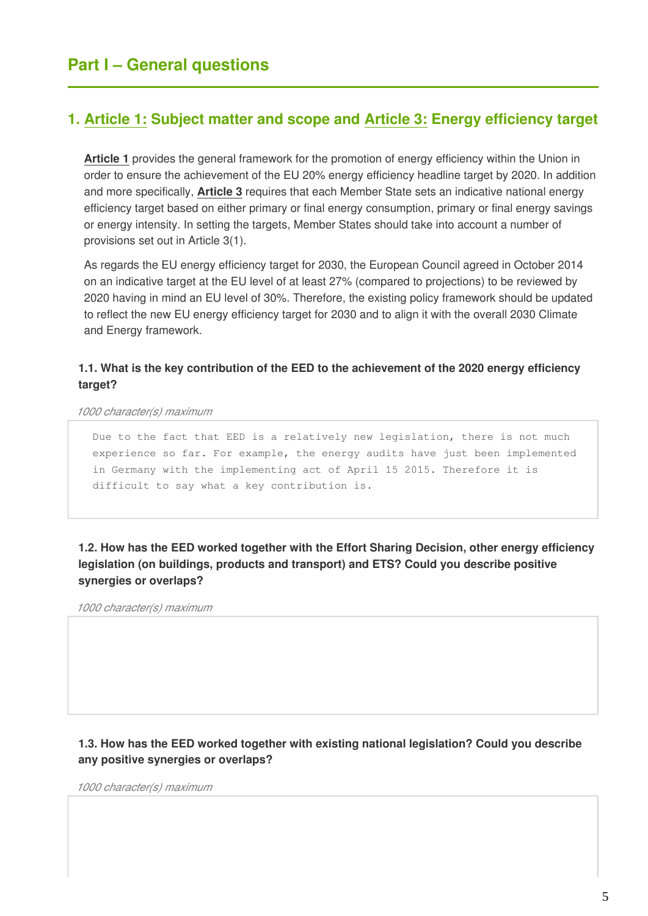# Part I – General questions

## 1. Article 1: Subject matter and scope and Article 3: Energy efficiency target

**Article 1** provides the general framework for the promotion of energy efficiency within the Union in order to ensure the achievement of the EU 20% energy efficiency headline target by 2020. In addition and more specifically, **Article 3** requires that each Member State sets an indicative national energy efficiency target based on either primary or final energy consumption, primary or final energy savings or energy intensity. In setting the targets, Member States should take into account a number of provisions set out in Article 3(1).

As regards the EU energy efficiency target for 2030, the European Council agreed in October 2014 on an indicative target at the EU level of at least 27% (compared to projections) to be reviewed by 2020 having in mind an EU level of 30%. Therefore, the existing policy framework should be updated to reflect the new EU energy efficiency target for 2030 and to align it with the overall 2030 Climate and Energy framework.

**1.1. What is the key contribution of the EED to the achievement of the 2020 energy efficiency target?**

*1000 character(s) maximum*

Due to the fact that EED is a relatively new legislation, there is not much experience so far. For example, the energy audits have just been implemented in Germany with the implementing act of April 15 2015. Therefore it is difficult to say what a key contribution is.

**1.2. How has the EED worked together with the Effort Sharing Decision, other energy efficiency legislation (on buildings, products and transport) and ETS? Could you describe positive synergies or overlaps?**

*1000 character(s) maximum*

**1.3. How has the EED worked together with existing national legislation? Could you describe any positive synergies or overlaps?**

*1000 character(s) maximum*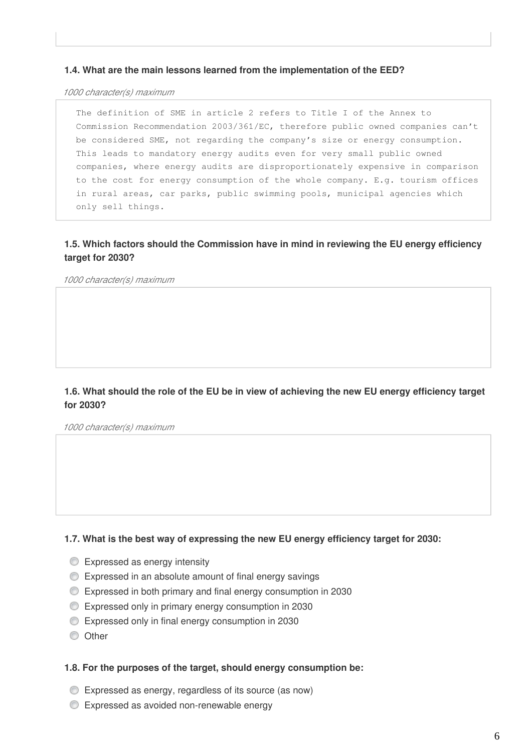**1.4. What are the main lessons learned from the implementation of the EED?**

*1000 character(s) maximum*

The definition of SME in article 2 refers to Title I of the Annex to Commission Recommendation 2003/361/EC, therefore public owned companies can't be considered SME, not regarding the company's size or energy consumption. This leads to mandatory energy audits even for very small public owned companies, where energy audits are disproportionately expensive in comparison to the cost for energy consumption of the whole company. E.g. tourism offices in rural areas, car parks, public swimming pools, municipal agencies which only sell things.

**1.5. Which factors should the Commission have in mind in reviewing the EU energy efficiency target for 2030?**

*1000 character(s) maximum*

**1.6. What should the role of the EU be in view of achieving the new EU energy efficiency target for 2030?**

*1000 character(s) maximum*

**1.7. What is the best way of expressing the new EU energy efficiency target for 2030:**

- Expressed as energy intensity
- Expressed in an absolute amount of final energy savings
- Expressed in both primary and final energy consumption in 2030
- Expressed only in primary energy consumption in 2030
- Expressed only in final energy consumption in 2030
- Other

**1.8. For the purposes of the target, should energy consumption be:**

- Expressed as energy, regardless of its source (as now)
- Expressed as avoided non-renewable energy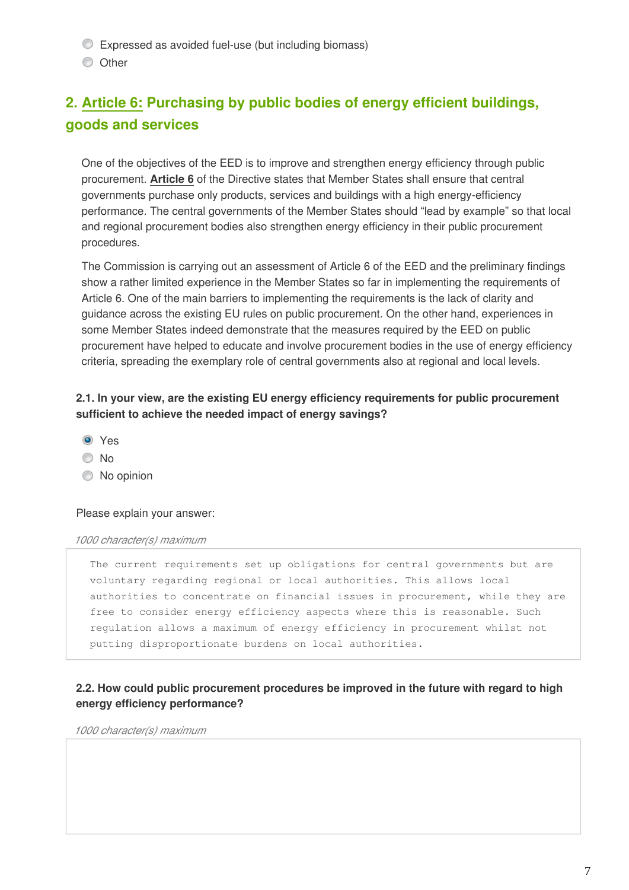- ◯ Expressed as avoided fuel-use (but including biomass)
- ◯ Other

## 2. Article 6: Purchasing by public bodies of energy efficient buildings, goods and services

One of the objectives of the EED is to improve and strengthen energy efficiency through public procurement. **Article 6** of the Directive states that Member States shall ensure that central governments purchase only products, services and buildings with a high energy-efficiency performance. The central governments of the Member States should "lead by example" so that local and regional procurement bodies also strengthen energy efficiency in their public procurement procedures.

The Commission is carrying out an assessment of Article 6 of the EED and the preliminary findings show a rather limited experience in the Member States so far in implementing the requirements of Article 6. One of the main barriers to implementing the requirements is the lack of clarity and guidance across the existing EU rules on public procurement. On the other hand, experiences in some Member States indeed demonstrate that the measures required by the EED on public procurement have helped to educate and involve procurement bodies in the use of energy efficiency criteria, spreading the exemplary role of central governments also at regional and local levels.

**2.1. In your view, are the existing EU energy efficiency requirements for public procurement sufficient to achieve the needed impact of energy savings?**

- ◉ Yes
- ◯ No
- ◯ No opinion

Please explain your answer:

*1000 character(s) maximum*

```
The current requirements set up obligations for central governments but are
voluntary regarding regional or local authorities. This allows local
authorities to concentrate on financial issues in procurement, while they are
free to consider energy efficiency aspects where this is reasonable. Such
regulation allows a maximum of energy efficiency in procurement whilst not
putting disproportionate burdens on local authorities.
```

**2.2. How could public procurement procedures be improved in the future with regard to high energy efficiency performance?**

*1000 character(s) maximum*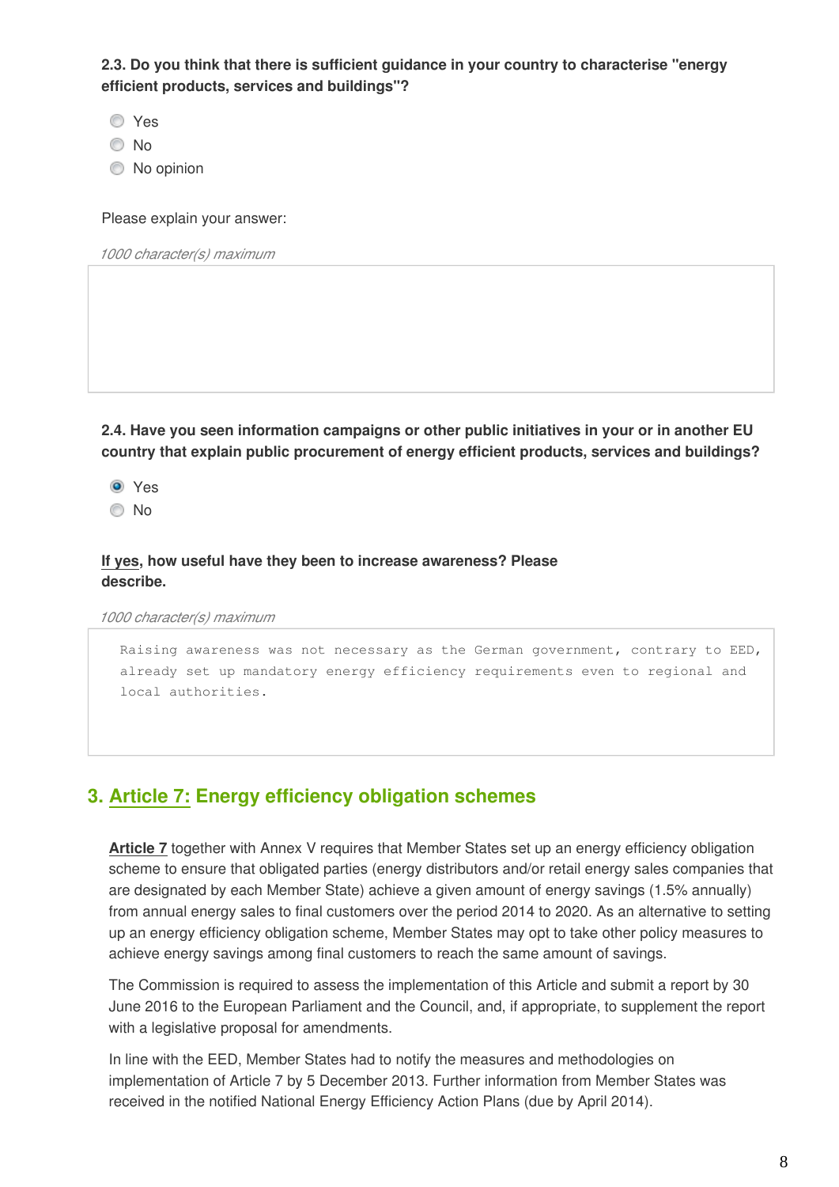**2.3. Do you think that there is sufficient guidance in your country to characterise "energy efficient products, services and buildings"?**

- Yes
- No
- No opinion

Please explain your answer:

*1000 character(s) maximum*

**2.4. Have you seen information campaigns or other public initiatives in your or in another EU country that explain public procurement of energy efficient products, services and buildings?**

- (x) Yes
- No

**If yes, how useful have they been to increase awareness? Please describe.**

*1000 character(s) maximum*

```
Raising awareness was not necessary as the German government, contrary to EED, already set up mandatory energy efficiency requirements even to regional and local authorities.
```

## 3. Article 7: Energy efficiency obligation schemes

**Article 7** together with Annex V requires that Member States set up an energy efficiency obligation scheme to ensure that obligated parties (energy distributors and/or retail energy sales companies that are designated by each Member State) achieve a given amount of energy savings (1.5% annually) from annual energy sales to final customers over the period 2014 to 2020. As an alternative to setting up an energy efficiency obligation scheme, Member States may opt to take other policy measures to achieve energy savings among final customers to reach the same amount of savings.

The Commission is required to assess the implementation of this Article and submit a report by 30 June 2016 to the European Parliament and the Council, and, if appropriate, to supplement the report with a legislative proposal for amendments.

In line with the EED, Member States had to notify the measures and methodologies on implementation of Article 7 by 5 December 2013. Further information from Member States was received in the notified National Energy Efficiency Action Plans (due by April 2014).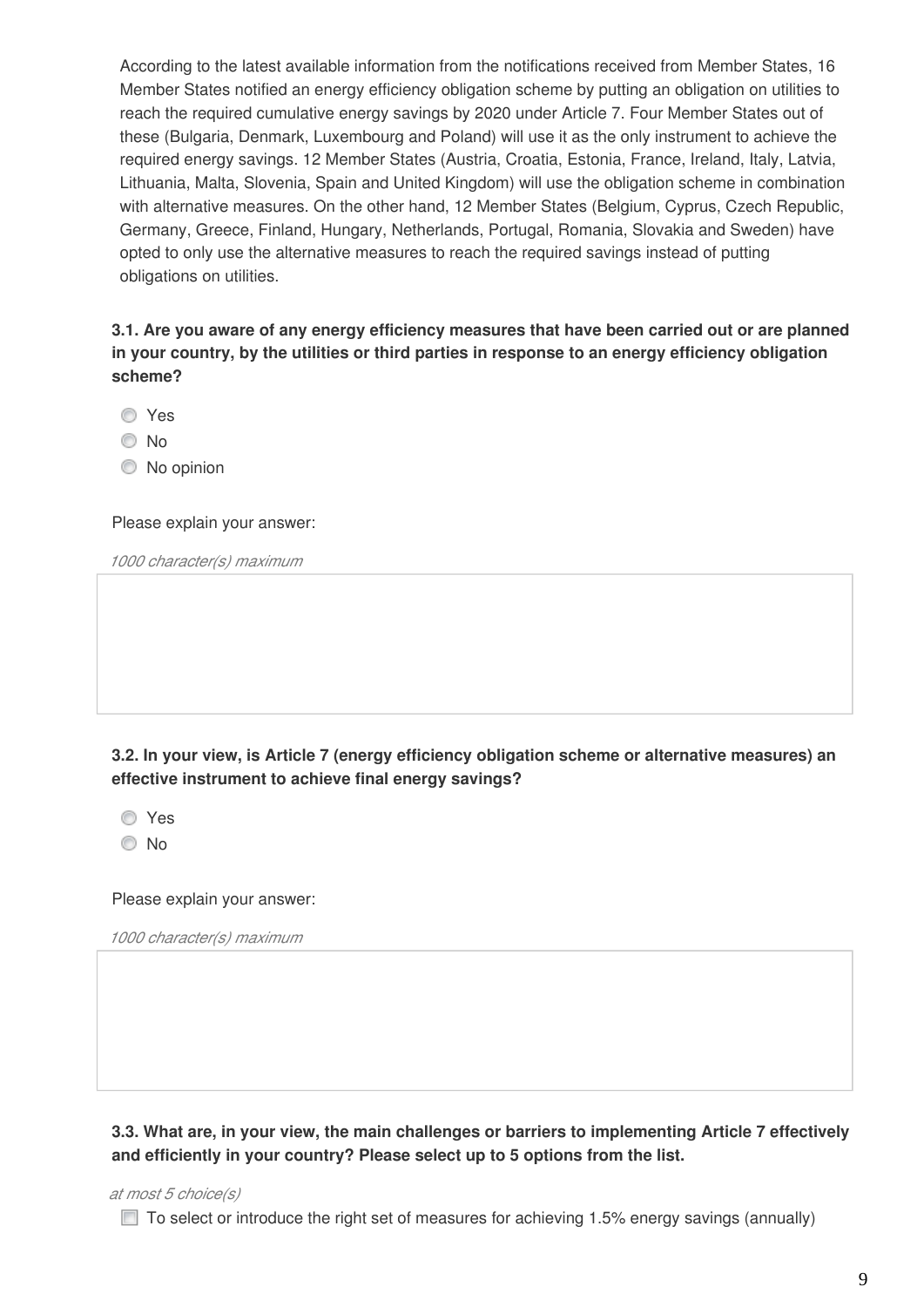According to the latest available information from the notifications received from Member States, 16 Member States notified an energy efficiency obligation scheme by putting an obligation on utilities to reach the required cumulative energy savings by 2020 under Article 7. Four Member States out of these (Bulgaria, Denmark, Luxembourg and Poland) will use it as the only instrument to achieve the required energy savings. 12 Member States (Austria, Croatia, Estonia, France, Ireland, Italy, Latvia, Lithuania, Malta, Slovenia, Spain and United Kingdom) will use the obligation scheme in combination with alternative measures. On the other hand, 12 Member States (Belgium, Cyprus, Czech Republic, Germany, Greece, Finland, Hungary, Netherlands, Portugal, Romania, Slovakia and Sweden) have opted to only use the alternative measures to reach the required savings instead of putting obligations on utilities.

**3.1. Are you aware of any energy efficiency measures that have been carried out or are planned in your country, by the utilities or third parties in response to an energy efficiency obligation scheme?**

- Yes
- No
- No opinion

Please explain your answer:

*1000 character(s) maximum*

**3.2. In your view, is Article 7 (energy efficiency obligation scheme or alternative measures) an effective instrument to achieve final energy savings?**

- Yes
- No

Please explain your answer:

*1000 character(s) maximum*

**3.3. What are, in your view, the main challenges or barriers to implementing Article 7 effectively and efficiently in your country? Please select up to 5 options from the list.**

*at most 5 choice(s)*

- [ ] To select or introduce the right set of measures for achieving 1.5% energy savings (annually)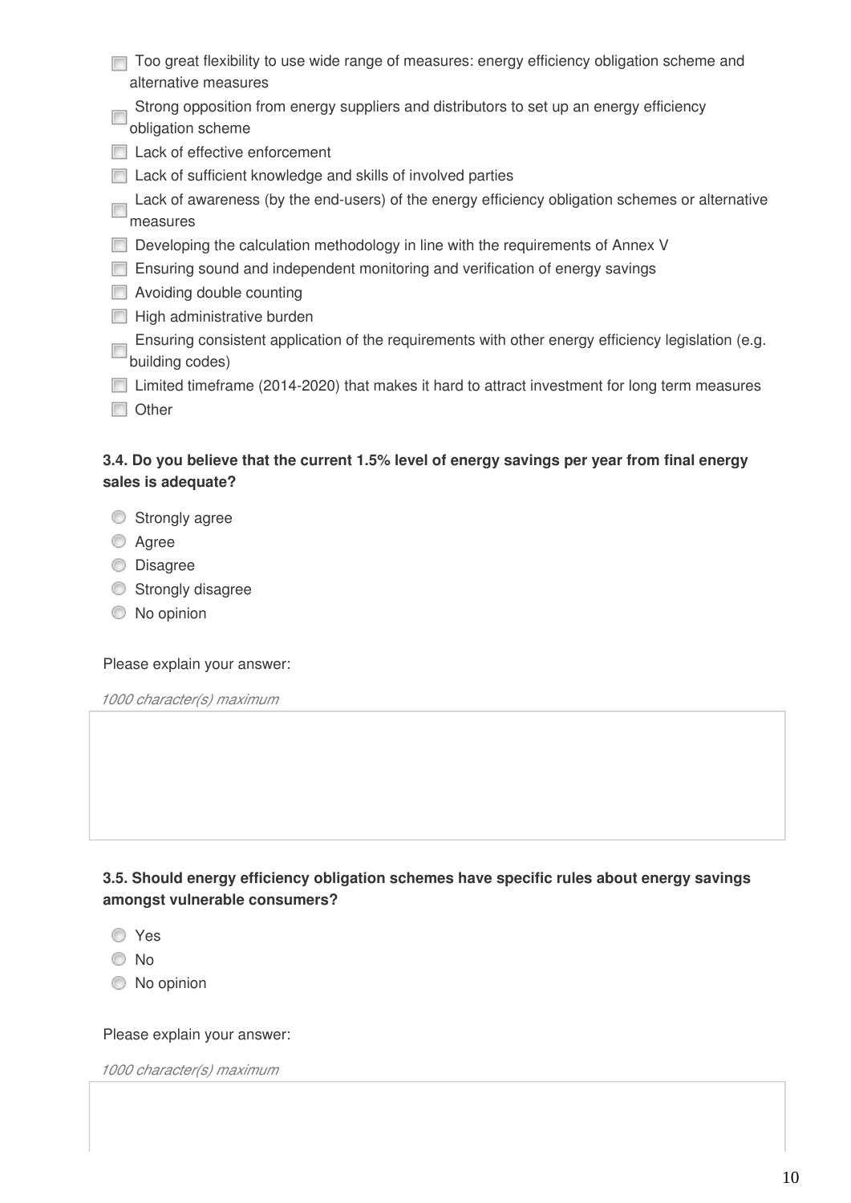- [ ] Too great flexibility to use wide range of measures: energy efficiency obligation scheme and alternative measures
- [ ] Strong opposition from energy suppliers and distributors to set up an energy efficiency obligation scheme
- [ ] Lack of effective enforcement
- [ ] Lack of sufficient knowledge and skills of involved parties
- [ ] Lack of awareness (by the end-users) of the energy efficiency obligation schemes or alternative measures
- [ ] Developing the calculation methodology in line with the requirements of Annex V
- [ ] Ensuring sound and independent monitoring and verification of energy savings
- [ ] Avoiding double counting
- [ ] High administrative burden
- [ ] Ensuring consistent application of the requirements with other energy efficiency legislation (e.g. building codes)
- [ ] Limited timeframe (2014-2020) that makes it hard to attract investment for long term measures
- [ ] Other

**3.4. Do you believe that the current 1.5% level of energy savings per year from final energy sales is adequate?**

- Strongly agree
- Agree
- Disagree
- Strongly disagree
- No opinion

Please explain your answer:

*1000 character(s) maximum*

**3.5. Should energy efficiency obligation schemes have specific rules about energy savings amongst vulnerable consumers?**

- Yes
- No
- No opinion

Please explain your answer:

*1000 character(s) maximum*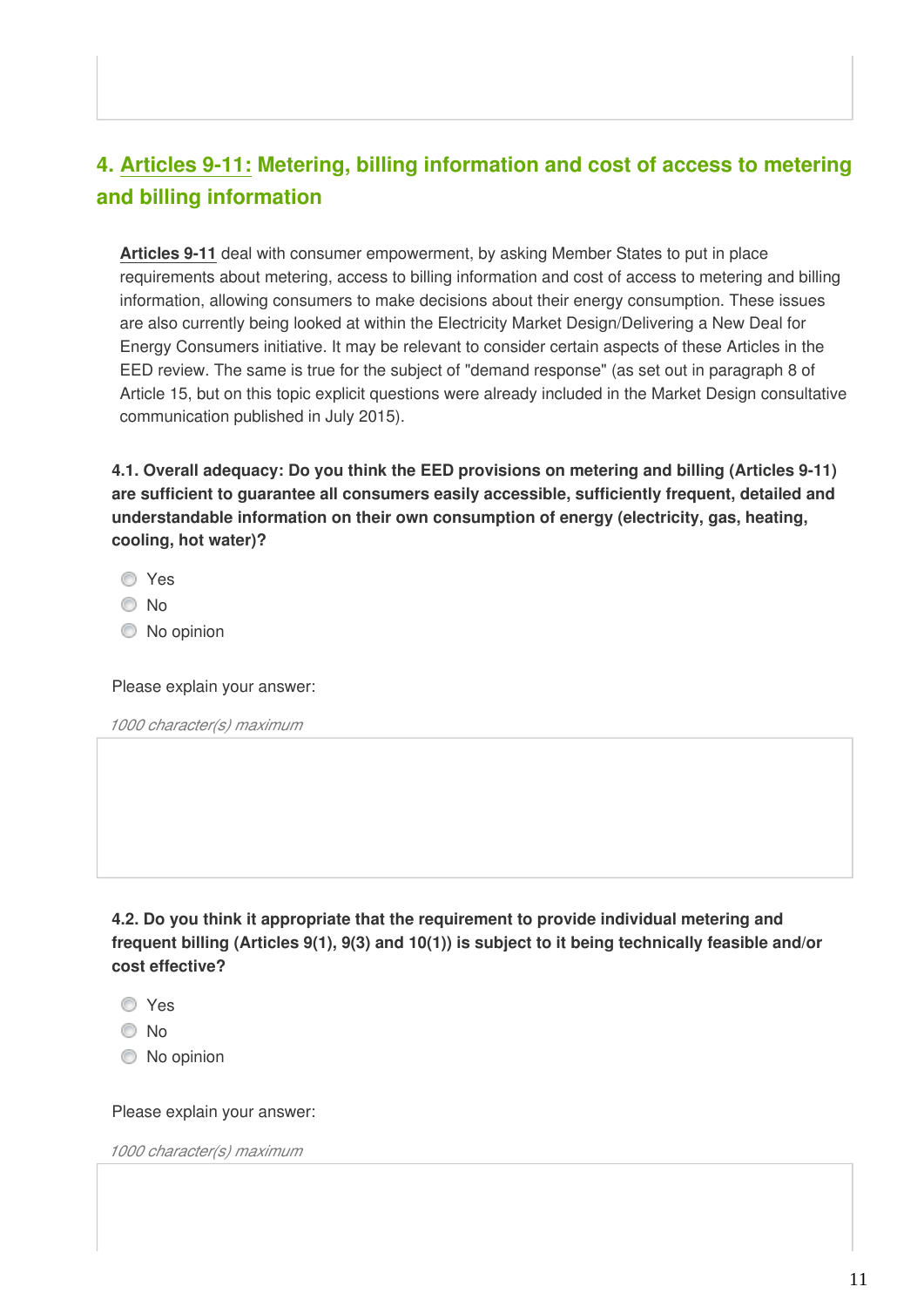## 4. Articles 9-11: Metering, billing information and cost of access to metering and billing information

**Articles 9-11** deal with consumer empowerment, by asking Member States to put in place requirements about metering, access to billing information and cost of access to metering and billing information, allowing consumers to make decisions about their energy consumption. These issues are also currently being looked at within the Electricity Market Design/Delivering a New Deal for Energy Consumers initiative. It may be relevant to consider certain aspects of these Articles in the EED review. The same is true for the subject of "demand response" (as set out in paragraph 8 of Article 15, but on this topic explicit questions were already included in the Market Design consultative communication published in July 2015).

**4.1. Overall adequacy: Do you think the EED provisions on metering and billing (Articles 9-11) are sufficient to guarantee all consumers easily accessible, sufficiently frequent, detailed and understandable information on their own consumption of energy (electricity, gas, heating, cooling, hot water)?**

- Yes
- No
- No opinion

Please explain your answer:

*1000 character(s) maximum*

**4.2. Do you think it appropriate that the requirement to provide individual metering and frequent billing (Articles 9(1), 9(3) and 10(1)) is subject to it being technically feasible and/or cost effective?**

- Yes
- No
- No opinion

Please explain your answer:

*1000 character(s) maximum*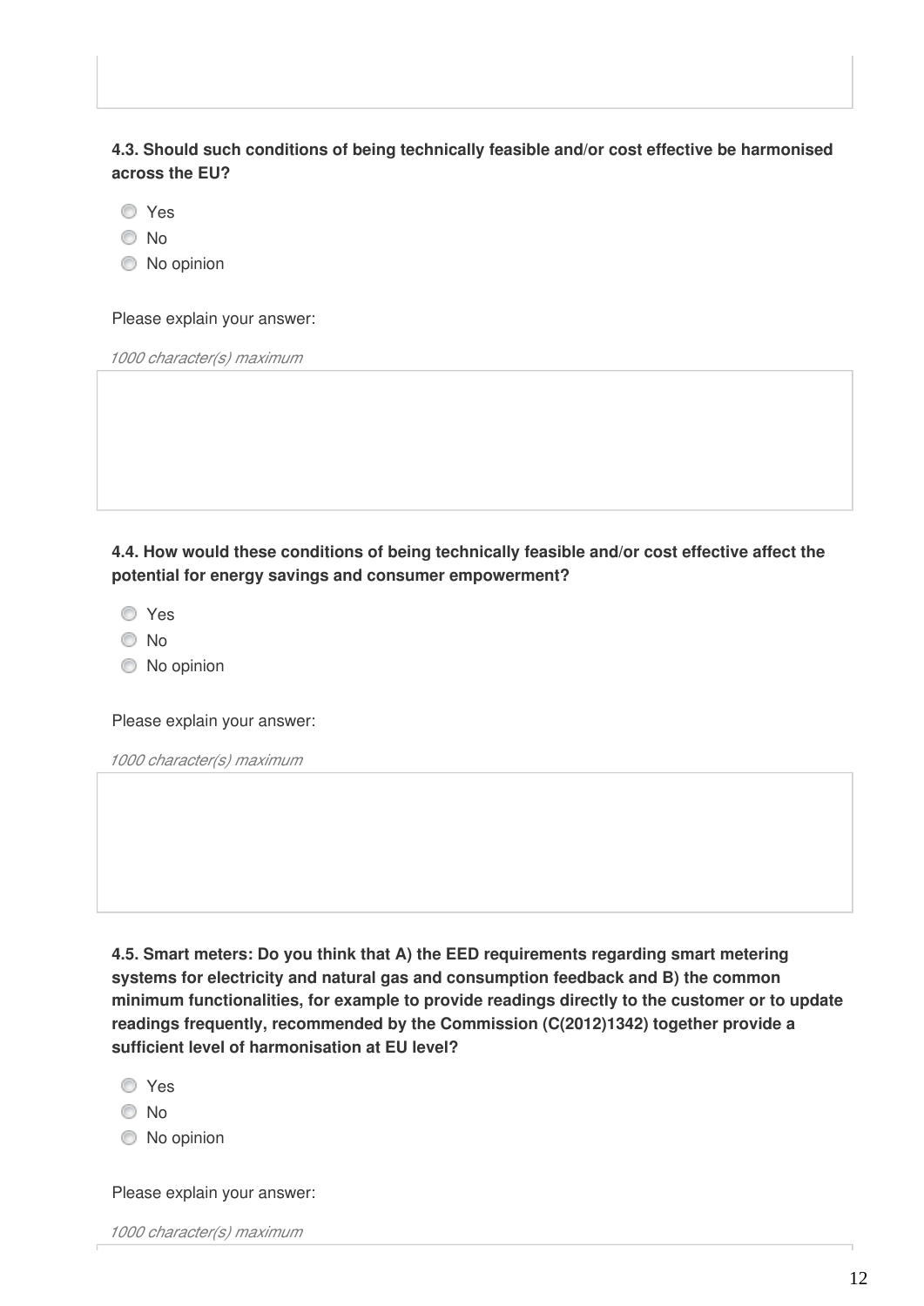**4.3. Should such conditions of being technically feasible and/or cost effective be harmonised across the EU?**

- Yes
- No
- No opinion

Please explain your answer:

*1000 character(s) maximum*

**4.4. How would these conditions of being technically feasible and/or cost effective affect the potential for energy savings and consumer empowerment?**

- Yes
- No
- No opinion

Please explain your answer:

*1000 character(s) maximum*

**4.5. Smart meters: Do you think that A) the EED requirements regarding smart metering systems for electricity and natural gas and consumption feedback and B) the common minimum functionalities, for example to provide readings directly to the customer or to update readings frequently, recommended by the Commission (C(2012)1342) together provide a sufficient level of harmonisation at EU level?**

- Yes
- No
- No opinion

Please explain your answer:

*1000 character(s) maximum*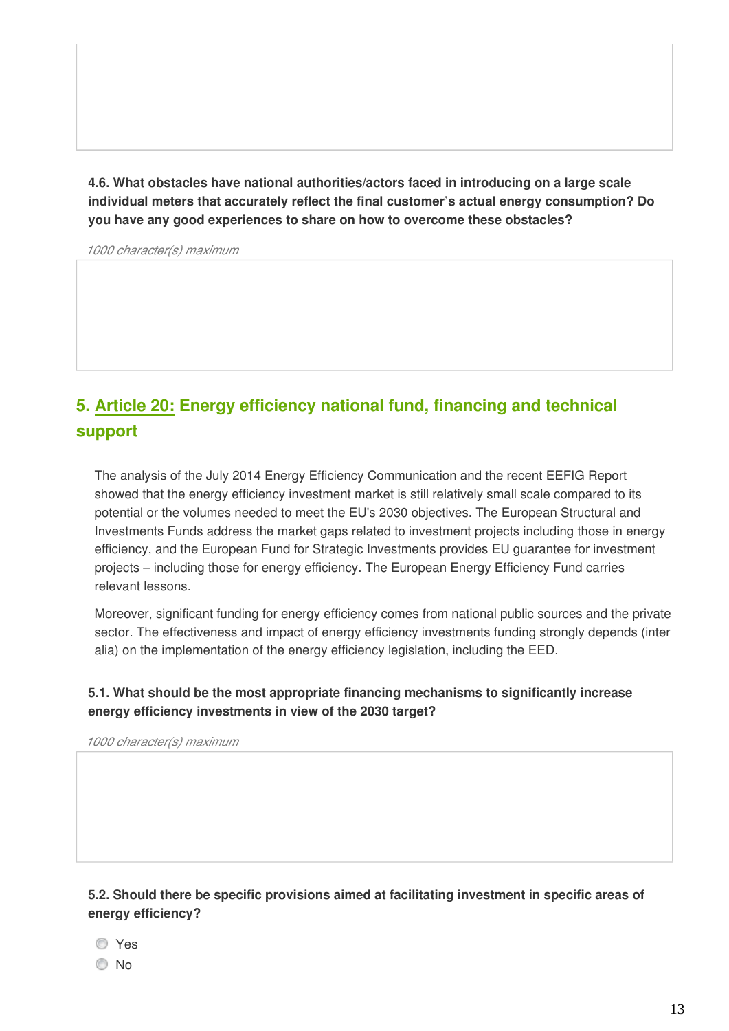**4.6. What obstacles have national authorities/actors faced in introducing on a large scale individual meters that accurately reflect the final customer's actual energy consumption? Do you have any good experiences to share on how to overcome these obstacles?**

*1000 character(s) maximum*

## 5. Article 20: Energy efficiency national fund, financing and technical support

The analysis of the July 2014 Energy Efficiency Communication and the recent EEFIG Report showed that the energy efficiency investment market is still relatively small scale compared to its potential or the volumes needed to meet the EU's 2030 objectives. The European Structural and Investments Funds address the market gaps related to investment projects including those in energy efficiency, and the European Fund for Strategic Investments provides EU guarantee for investment projects – including those for energy efficiency. The European Energy Efficiency Fund carries relevant lessons.

Moreover, significant funding for energy efficiency comes from national public sources and the private sector. The effectiveness and impact of energy efficiency investments funding strongly depends (inter alia) on the implementation of the energy efficiency legislation, including the EED.

**5.1. What should be the most appropriate financing mechanisms to significantly increase energy efficiency investments in view of the 2030 target?**

*1000 character(s) maximum*

**5.2. Should there be specific provisions aimed at facilitating investment in specific areas of energy efficiency?**

- Yes
- No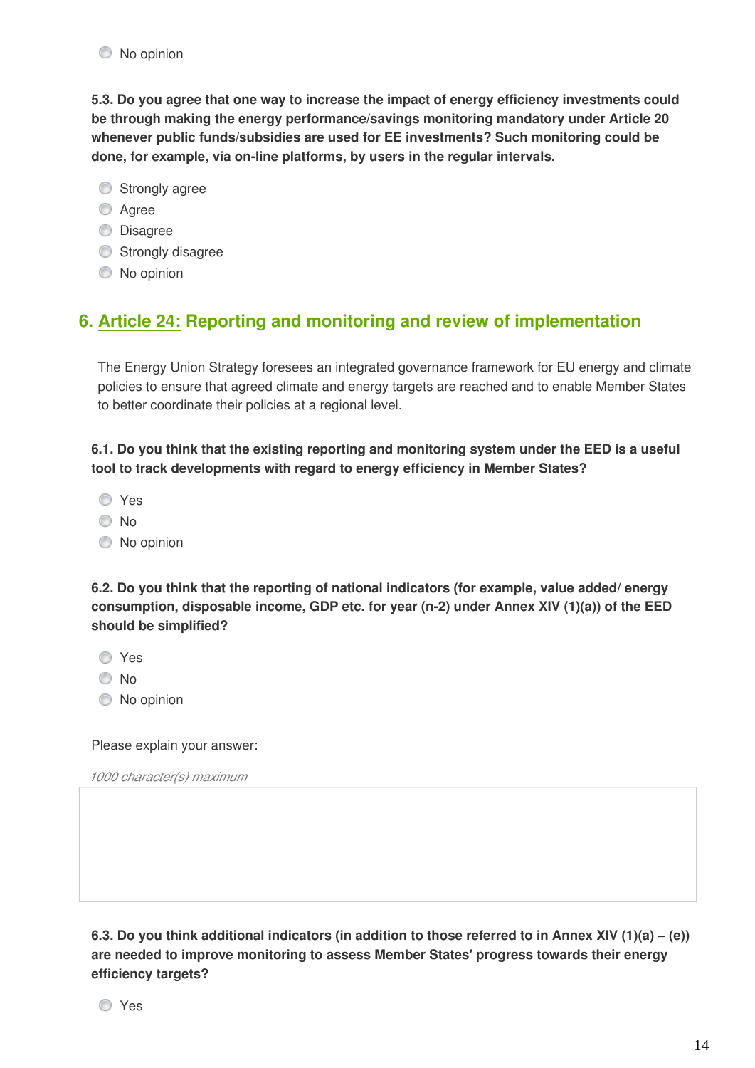- No opinion

**5.3. Do you agree that one way to increase the impact of energy efficiency investments could be through making the energy performance/savings monitoring mandatory under Article 20 whenever public funds/subsidies are used for EE investments? Such monitoring could be done, for example, via on-line platforms, by users in the regular intervals.**

- Strongly agree
- Agree
- Disagree
- Strongly disagree
- No opinion

## 6. Article 24: Reporting and monitoring and review of implementation

The Energy Union Strategy foresees an integrated governance framework for EU energy and climate policies to ensure that agreed climate and energy targets are reached and to enable Member States to better coordinate their policies at a regional level.

**6.1. Do you think that the existing reporting and monitoring system under the EED is a useful tool to track developments with regard to energy efficiency in Member States?**

- Yes
- No
- No opinion

**6.2. Do you think that the reporting of national indicators (for example, value added/ energy consumption, disposable income, GDP etc. for year (n-2) under Annex XIV (1)(a)) of the EED should be simplified?**

- Yes
- No
- No opinion

Please explain your answer:

*1000 character(s) maximum*

**6.3. Do you think additional indicators (in addition to those referred to in Annex XIV (1)(a) – (e)) are needed to improve monitoring to assess Member States' progress towards their energy efficiency targets?**

- Yes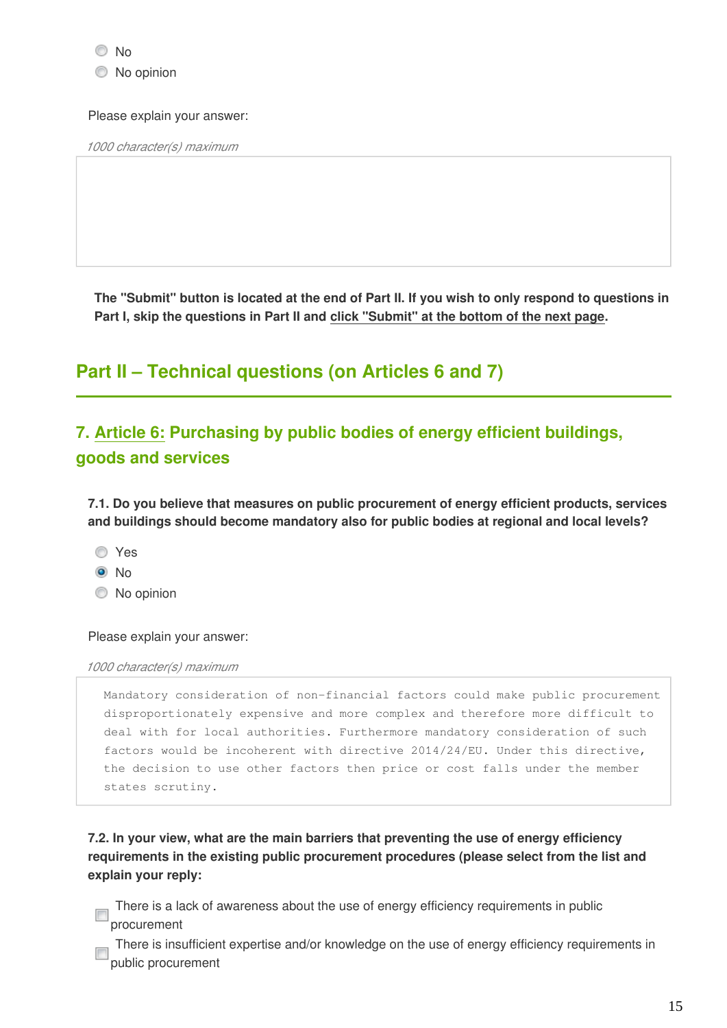- [ ] No
- [ ] No opinion

Please explain your answer:

*1000 character(s) maximum*

**The "Submit" button is located at the end of Part II. If you wish to only respond to questions in Part I, skip the questions in Part II and click "Submit" at the bottom of the next page.**

## Part II – Technical questions (on Articles 6 and 7)

### 7. Article 6: Purchasing by public bodies of energy efficient buildings, goods and services

**7.1. Do you believe that measures on public procurement of energy efficient products, services and buildings should become mandatory also for public bodies at regional and local levels?**

- [ ] Yes
- [x] No
- [ ] No opinion

Please explain your answer:

*1000 character(s) maximum*

```
Mandatory consideration of non-financial factors could make public procurement disproportionately expensive and more complex and therefore more difficult to deal with for local authorities. Furthermore mandatory consideration of such factors would be incoherent with directive 2014/24/EU. Under this directive, the decision to use other factors then price or cost falls under the member states scrutiny.
```

**7.2. In your view, what are the main barriers that preventing the use of energy efficiency requirements in the existing public procurement procedures (please select from the list and explain your reply:**

- [ ] There is a lack of awareness about the use of energy efficiency requirements in public procurement
- [ ] There is insufficient expertise and/or knowledge on the use of energy efficiency requirements in public procurement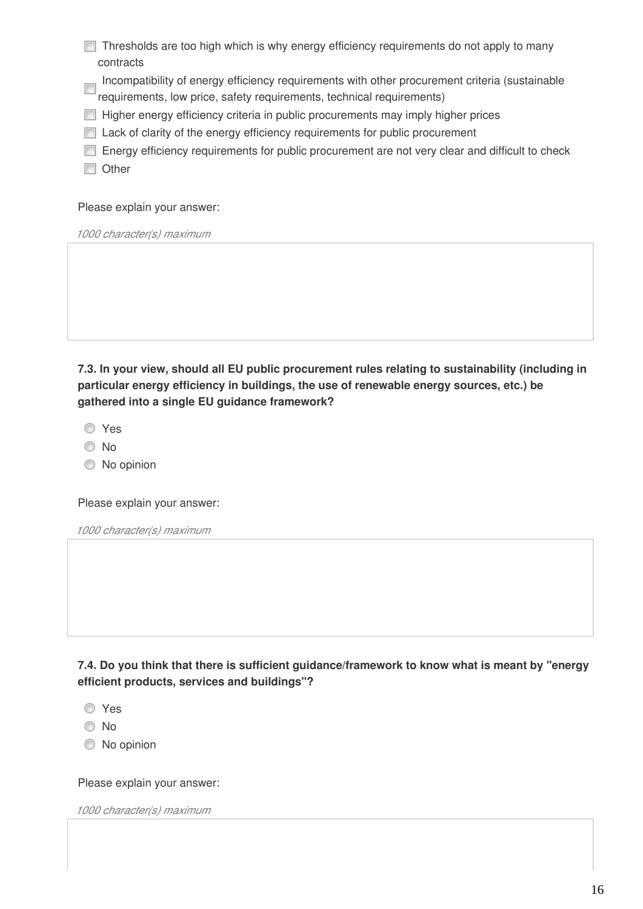- [ ] Thresholds are too high which is why energy efficiency requirements do not apply to many contracts
- [ ] Incompatibility of energy efficiency requirements with other procurement criteria (sustainable requirements, low price, safety requirements, technical requirements)
- [ ] Higher energy efficiency criteria in public procurements may imply higher prices
- [ ] Lack of clarity of the energy efficiency requirements for public procurement
- [ ] Energy efficiency requirements for public procurement are not very clear and difficult to check
- [ ] Other

Please explain your answer:

*1000 character(s) maximum*

**7.3. In your view, should all EU public procurement rules relating to sustainability (including in particular energy efficiency in buildings, the use of renewable energy sources, etc.) be gathered into a single EU guidance framework?**

- ○ Yes
- ○ No
- ○ No opinion

Please explain your answer:

*1000 character(s) maximum*

**7.4. Do you think that there is sufficient guidance/framework to know what is meant by "energy efficient products, services and buildings"?**

- ○ Yes
- ○ No
- ○ No opinion

Please explain your answer:

*1000 character(s) maximum*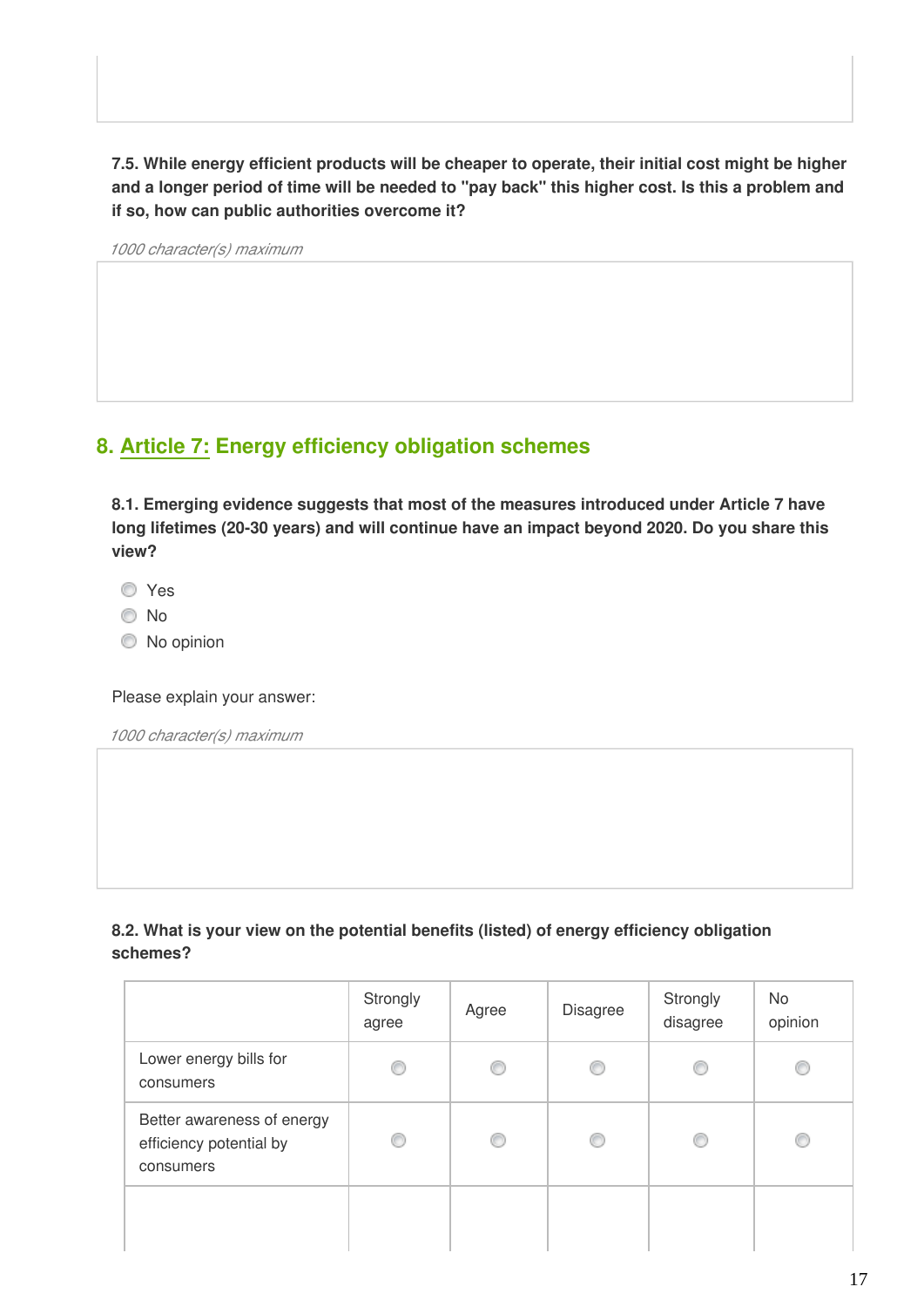**7.5. While energy efficient products will be cheaper to operate, their initial cost might be higher and a longer period of time will be needed to "pay back" this higher cost. Is this a problem and if so, how can public authorities overcome it?**

*1000 character(s) maximum*

## 8. Article 7: Energy efficiency obligation schemes

**8.1. Emerging evidence suggests that most of the measures introduced under Article 7 have long lifetimes (20-30 years) and will continue have an impact beyond 2020. Do you share this view?**

- Yes
- No
- No opinion

Please explain your answer:

*1000 character(s) maximum*

**8.2. What is your view on the potential benefits (listed) of energy efficiency obligation schemes?**

| | Strongly agree | Agree | Disagree | Strongly disagree | No opinion |
|---|---|---|---|---|---|
| Lower energy bills for consumers | | | | | |
| Better awareness of energy efficiency potential by consumers | | | | | |
| | | | | | |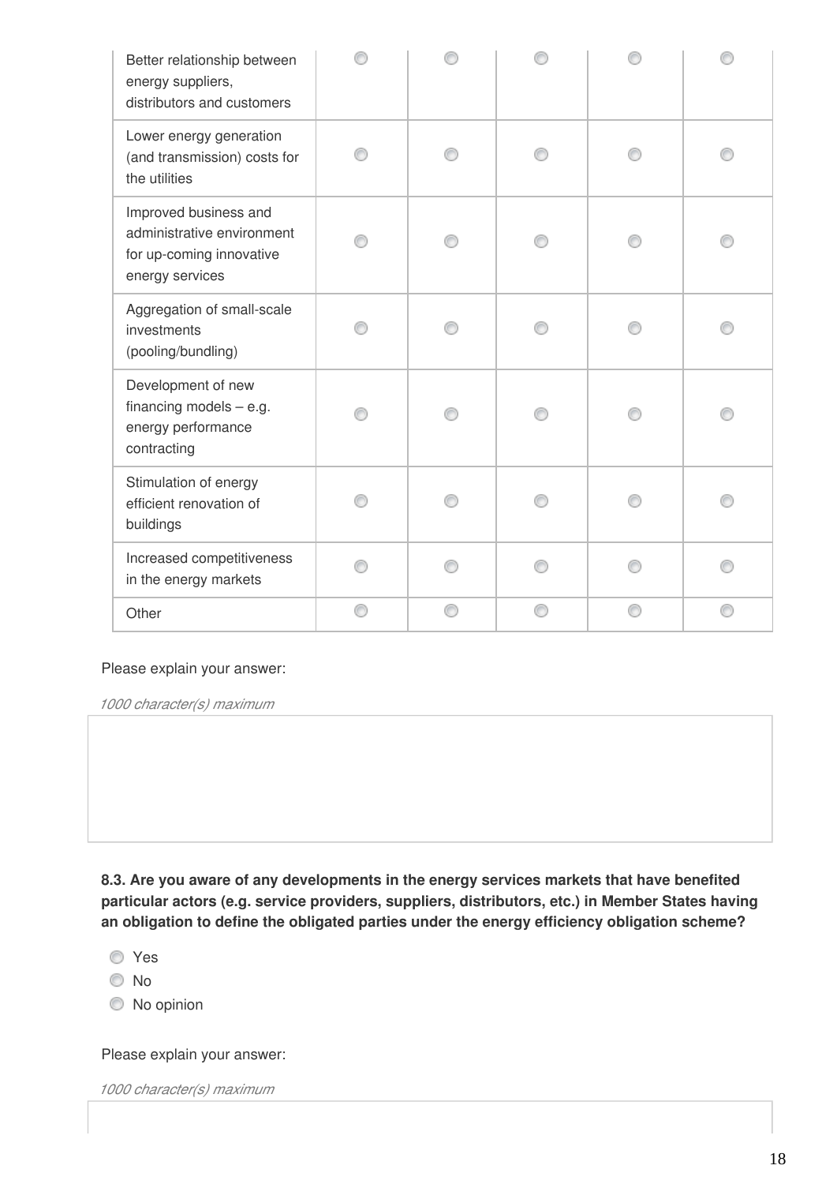| | | | | | |
|---|---|---|---|---|---|
| Better relationship between energy suppliers, distributors and customers | ◯ | ◯ | ◯ | ◯ | ◯ |
| Lower energy generation (and transmission) costs for the utilities | ◯ | ◯ | ◯ | ◯ | ◯ |
| Improved business and administrative environment for up-coming innovative energy services | ◯ | ◯ | ◯ | ◯ | ◯ |
| Aggregation of small-scale investments (pooling/bundling) | ◯ | ◯ | ◯ | ◯ | ◯ |
| Development of new financing models – e.g. energy performance contracting | ◯ | ◯ | ◯ | ◯ | ◯ |
| Stimulation of energy efficient renovation of buildings | ◯ | ◯ | ◯ | ◯ | ◯ |
| Increased competitiveness in the energy markets | ◯ | ◯ | ◯ | ◯ | ◯ |
| Other | ◯ | ◯ | ◯ | ◯ | ◯ |

Please explain your answer:

*1000 character(s) maximum*

**8.3. Are you aware of any developments in the energy services markets that have benefited particular actors (e.g. service providers, suppliers, distributors, etc.) in Member States having an obligation to define the obligated parties under the energy efficiency obligation scheme?**

- ◯ Yes
- ◯ No
- ◯ No opinion

Please explain your answer:

*1000 character(s) maximum*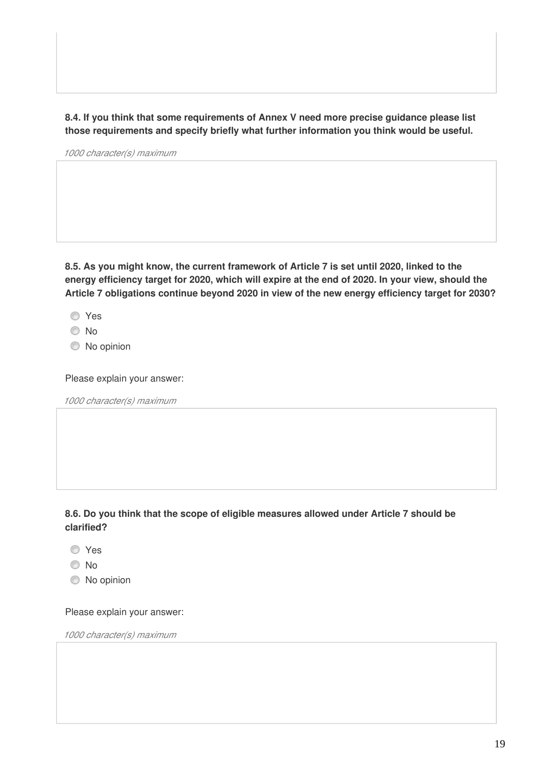**8.4. If you think that some requirements of Annex V need more precise guidance please list those requirements and specify briefly what further information you think would be useful.**

*1000 character(s) maximum*

**8.5. As you might know, the current framework of Article 7 is set until 2020, linked to the energy efficiency target for 2020, which will expire at the end of 2020. In your view, should the Article 7 obligations continue beyond 2020 in view of the new energy efficiency target for 2030?**

- Yes
- No
- No opinion

Please explain your answer:

*1000 character(s) maximum*

**8.6. Do you think that the scope of eligible measures allowed under Article 7 should be clarified?**

- Yes
- No
- No opinion

Please explain your answer:

*1000 character(s) maximum*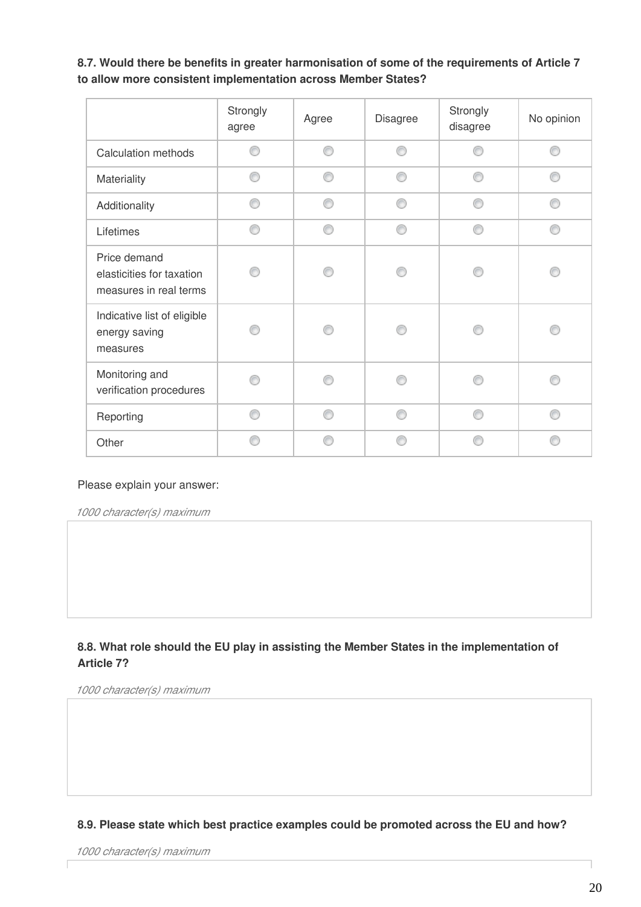**8.7. Would there be benefits in greater harmonisation of some of the requirements of Article 7 to allow more consistent implementation across Member States?**

| | Strongly agree | Agree | Disagree | Strongly disagree | No opinion |
|---|---|---|---|---|---|
| Calculation methods | ◯ | ◯ | ◯ | ◯ | ◯ |
| Materiality | ◯ | ◯ | ◯ | ◯ | ◯ |
| Additionality | ◯ | ◯ | ◯ | ◯ | ◯ |
| Lifetimes | ◯ | ◯ | ◯ | ◯ | ◯ |
| Price demand elasticities for taxation measures in real terms | ◯ | ◯ | ◯ | ◯ | ◯ |
| Indicative list of eligible energy saving measures | ◯ | ◯ | ◯ | ◯ | ◯ |
| Monitoring and verification procedures | ◯ | ◯ | ◯ | ◯ | ◯ |
| Reporting | ◯ | ◯ | ◯ | ◯ | ◯ |
| Other | ◯ | ◯ | ◯ | ◯ | ◯ |

Please explain your answer:

*1000 character(s) maximum*

**8.8. What role should the EU play in assisting the Member States in the implementation of Article 7?**

*1000 character(s) maximum*

**8.9. Please state which best practice examples could be promoted across the EU and how?**

*1000 character(s) maximum*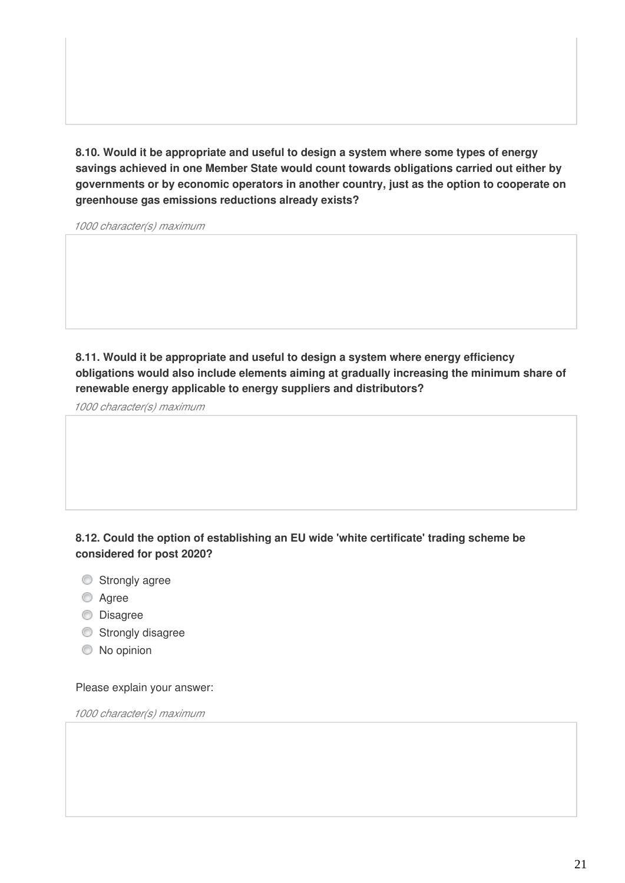**8.10. Would it be appropriate and useful to design a system where some types of energy savings achieved in one Member State would count towards obligations carried out either by governments or by economic operators in another country, just as the option to cooperate on greenhouse gas emissions reductions already exists?**

*1000 character(s) maximum*

**8.11. Would it be appropriate and useful to design a system where energy efficiency obligations would also include elements aiming at gradually increasing the minimum share of renewable energy applicable to energy suppliers and distributors?**

*1000 character(s) maximum*

**8.12. Could the option of establishing an EU wide 'white certificate' trading scheme be considered for post 2020?**

- Strongly agree
- Agree
- Disagree
- Strongly disagree
- No opinion

Please explain your answer:

*1000 character(s) maximum*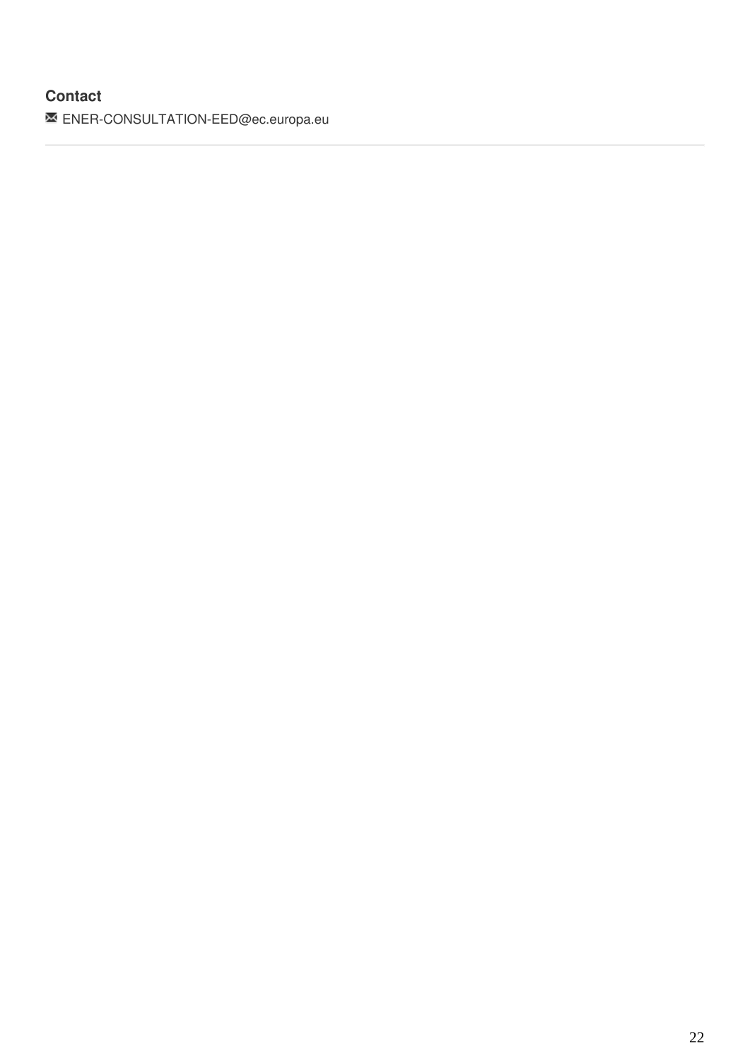**Contact**

✉ ENER-CONSULTATION-EED@ec.europa.eu

---